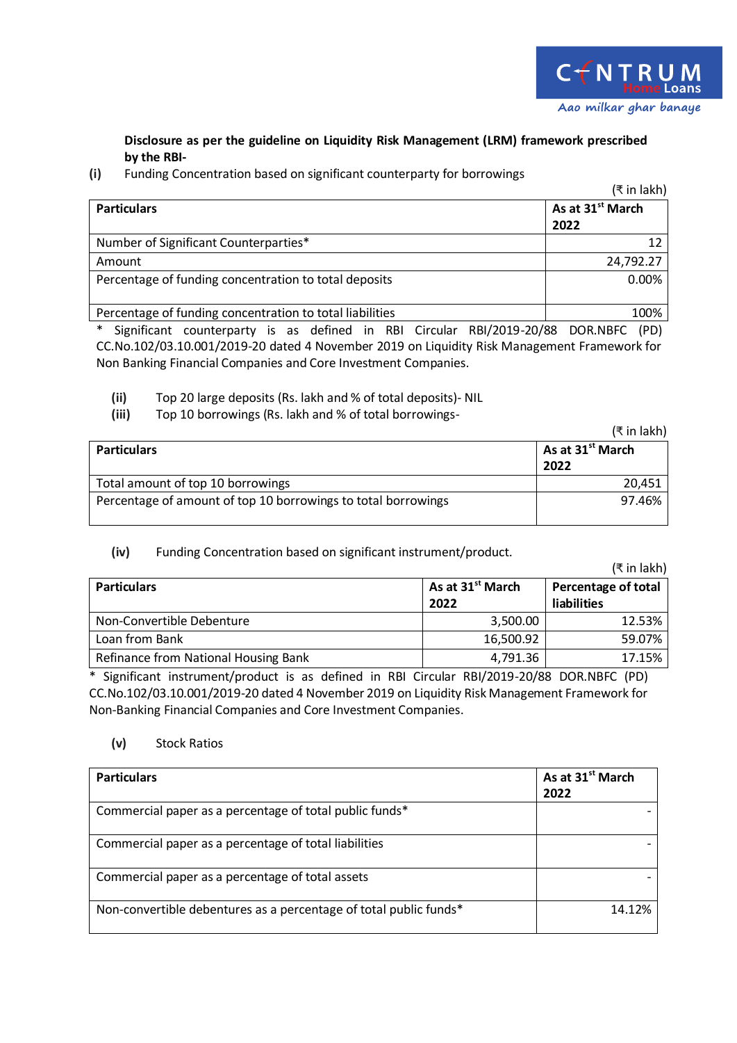**Disclosure as per the guideline on Liquidity Risk Management (LRM) framework prescribed by the RBI-**

**(i)** Funding Concentration based on significant counterparty for borrowings

(₹ in lakh)

| **Particulars** | **As at 31st March 2022** |
|---|---|
| Number of Significant Counterparties* | 12 |
| Amount | 24,792.27 |
| Percentage of funding concentration to total deposits | 0.00% |
| Percentage of funding concentration to total liabilities | 100% |

\* Significant counterparty is as defined in RBI Circular RBI/2019-20/88 DOR.NBFC (PD) CC.No.102/03.10.001/2019-20 dated 4 November 2019 on Liquidity Risk Management Framework for Non Banking Financial Companies and Core Investment Companies.

**(ii)** Top 20 large deposits (Rs. lakh and % of total deposits)- NIL

**(iii)** Top 10 borrowings (Rs. lakh and % of total borrowings-

(₹ in lakh)

| **Particulars** | **As at 31st March 2022** |
|---|---|
| Total amount of top 10 borrowings | 20,451 |
| Percentage of amount of top 10 borrowings to total borrowings | 97.46% |

**(iv)** Funding Concentration based on significant instrument/product.

(₹ in lakh)

| **Particulars** | **As at 31st March 2022** | **Percentage of total liabilities** |
|---|---|---|
| Non-Convertible Debenture | 3,500.00 | 12.53% |
| Loan from Bank | 16,500.92 | 59.07% |
| Refinance from National Housing Bank | 4,791.36 | 17.15% |

\* Significant instrument/product is as defined in RBI Circular RBI/2019-20/88 DOR.NBFC (PD) CC.No.102/03.10.001/2019-20 dated 4 November 2019 on Liquidity Risk Management Framework for Non-Banking Financial Companies and Core Investment Companies.

**(v)** Stock Ratios

| **Particulars** | **As at 31st March 2022** |
|---|---|
| Commercial paper as a percentage of total public funds* | - |
| Commercial paper as a percentage of total liabilities | - |
| Commercial paper as a percentage of total assets | - |
| Non-convertible debentures as a percentage of total public funds* | 14.12% |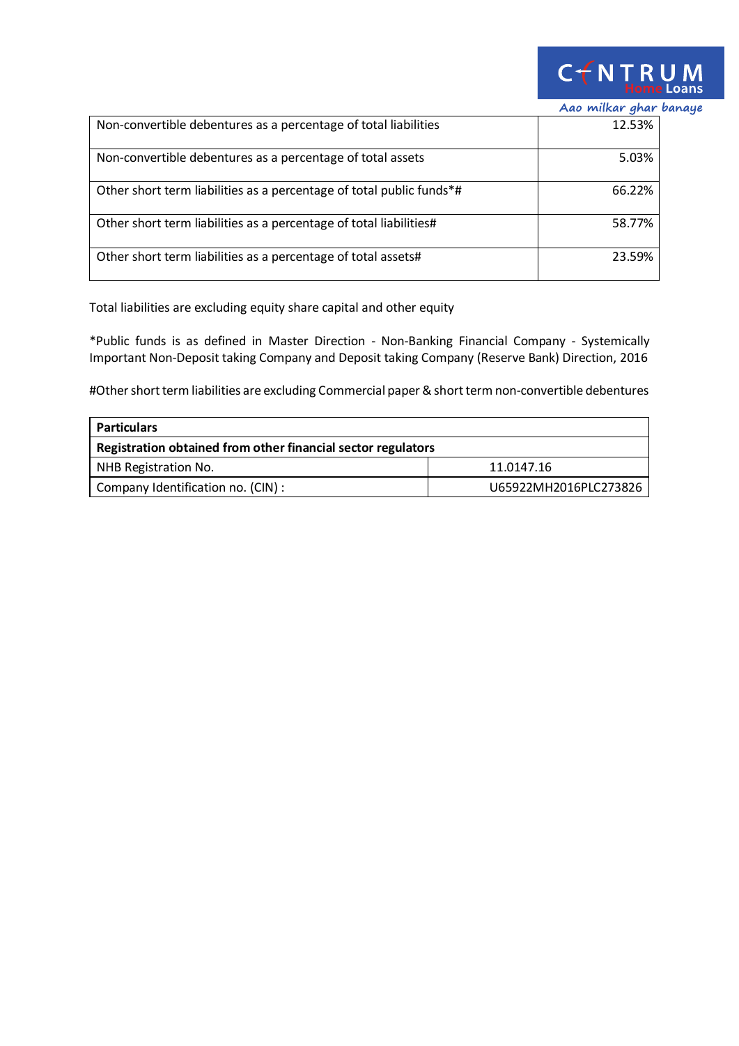| | |
|---|---|
| Non-convertible debentures as a percentage of total liabilities | 12.53% |
| Non-convertible debentures as a percentage of total assets | 5.03% |
| Other short term liabilities as a percentage of total public funds*# | 66.22% |
| Other short term liabilities as a percentage of total liabilities# | 58.77% |
| Other short term liabilities as a percentage of total assets# | 23.59% |

Total liabilities are excluding equity share capital and other equity

*Public funds is as defined in Master Direction - Non-Banking Financial Company - Systemically Important Non-Deposit taking Company and Deposit taking Company (Reserve Bank) Direction, 2016

#Other short term liabilities are excluding Commercial paper & short term non-convertible debentures

| **Particulars** | |
|---|---|
| **Registration obtained from other financial sector regulators** | |
| NHB Registration No. | 11.0147.16 |
| Company Identification no. (CIN) : | U65922MH2016PLC273826 |